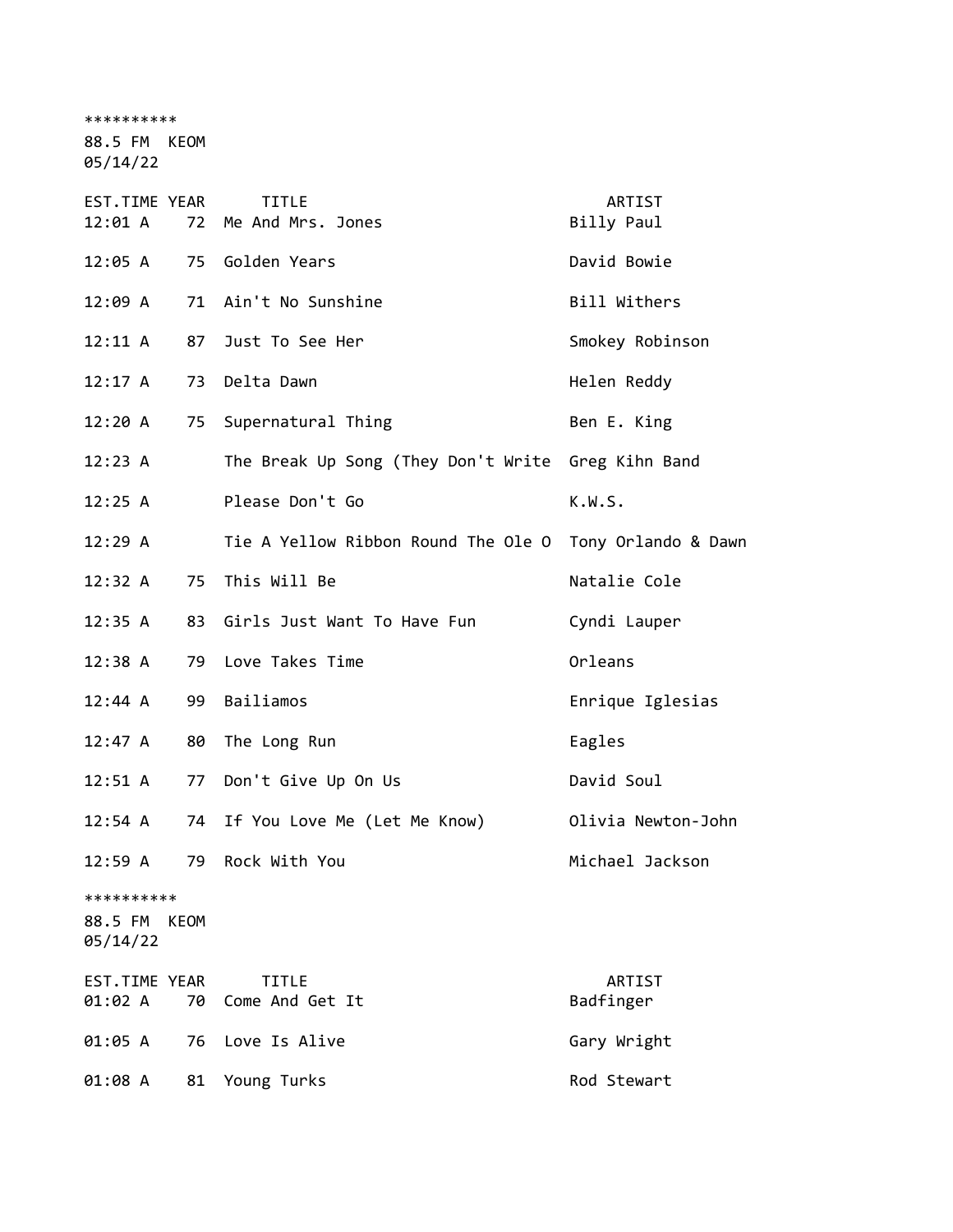**********
88.5 FM KEOM
05/14/22

| EST.TIME | YEAR | TITLE | ARTIST |
|---|---|---|---|
| 12:01 A | 72 | Me And Mrs. Jones | Billy Paul |
| 12:05 A | 75 | Golden Years | David Bowie |
| 12:09 A | 71 | Ain't No Sunshine | Bill Withers |
| 12:11 A | 87 | Just To See Her | Smokey Robinson |
| 12:17 A | 73 | Delta Dawn | Helen Reddy |
| 12:20 A | 75 | Supernatural Thing | Ben E. King |
| 12:23 A | | The Break Up Song (They Don't Write | Greg Kihn Band |
| 12:25 A | | Please Don't Go | K.W.S. |
| 12:29 A | | Tie A Yellow Ribbon Round The Ole O | Tony Orlando & Dawn |
| 12:32 A | 75 | This Will Be | Natalie Cole |
| 12:35 A | 83 | Girls Just Want To Have Fun | Cyndi Lauper |
| 12:38 A | 79 | Love Takes Time | Orleans |
| 12:44 A | 99 | Bailiamos | Enrique Iglesias |
| 12:47 A | 80 | The Long Run | Eagles |
| 12:51 A | 77 | Don't Give Up On Us | David Soul |
| 12:54 A | 74 | If You Love Me (Let Me Know) | Olivia Newton-John |
| 12:59 A | 79 | Rock With You | Michael Jackson |

**********
88.5 FM KEOM
05/14/22

| EST.TIME | YEAR | TITLE | ARTIST |
|---|---|---|---|
| 01:02 A | 70 | Come And Get It | Badfinger |
| 01:05 A | 76 | Love Is Alive | Gary Wright |
| 01:08 A | 81 | Young Turks | Rod Stewart |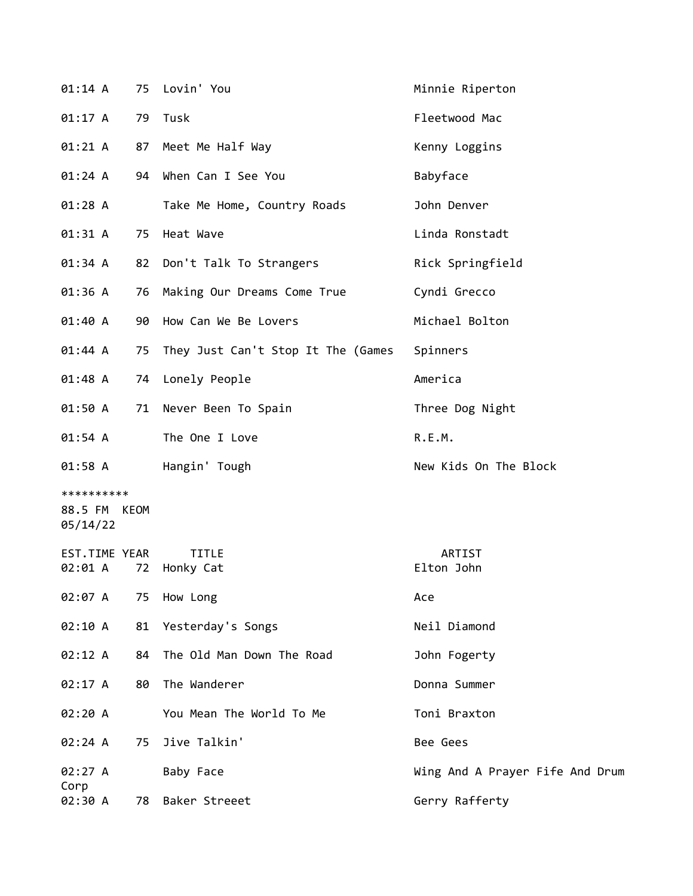| EST.TIME | YEAR | TITLE | ARTIST |
|---|---|---|---|
| 01:14 A | 75 | Lovin' You | Minnie Riperton |
| 01:17 A | 79 | Tusk | Fleetwood Mac |
| 01:21 A | 87 | Meet Me Half Way | Kenny Loggins |
| 01:24 A | 94 | When Can I See You | Babyface |
| 01:28 A | | Take Me Home, Country Roads | John Denver |
| 01:31 A | 75 | Heat Wave | Linda Ronstadt |
| 01:34 A | 82 | Don't Talk To Strangers | Rick Springfield |
| 01:36 A | 76 | Making Our Dreams Come True | Cyndi Grecco |
| 01:40 A | 90 | How Can We Be Lovers | Michael Bolton |
| 01:44 A | 75 | They Just Can't Stop It The (Games | Spinners |
| 01:48 A | 74 | Lonely People | America |
| 01:50 A | 71 | Never Been To Spain | Three Dog Night |
| 01:54 A | | The One I Love | R.E.M. |
| 01:58 A | | Hangin' Tough | New Kids On The Block |

**********
88.5 FM KEOM
05/14/22

| EST.TIME | YEAR | TITLE | ARTIST |
|---|---|---|---|
| 02:01 A | 72 | Honky Cat | Elton John |
| 02:07 A | 75 | How Long | Ace |
| 02:10 A | 81 | Yesterday's Songs | Neil Diamond |
| 02:12 A | 84 | The Old Man Down The Road | John Fogerty |
| 02:17 A | 80 | The Wanderer | Donna Summer |
| 02:20 A | | You Mean The World To Me | Toni Braxton |
| 02:24 A | 75 | Jive Talkin' | Bee Gees |
| 02:27 A | | Baby Face | Wing And A Prayer Fife And Drum Corp |
| 02:30 A | 78 | Baker Streeet | Gerry Rafferty |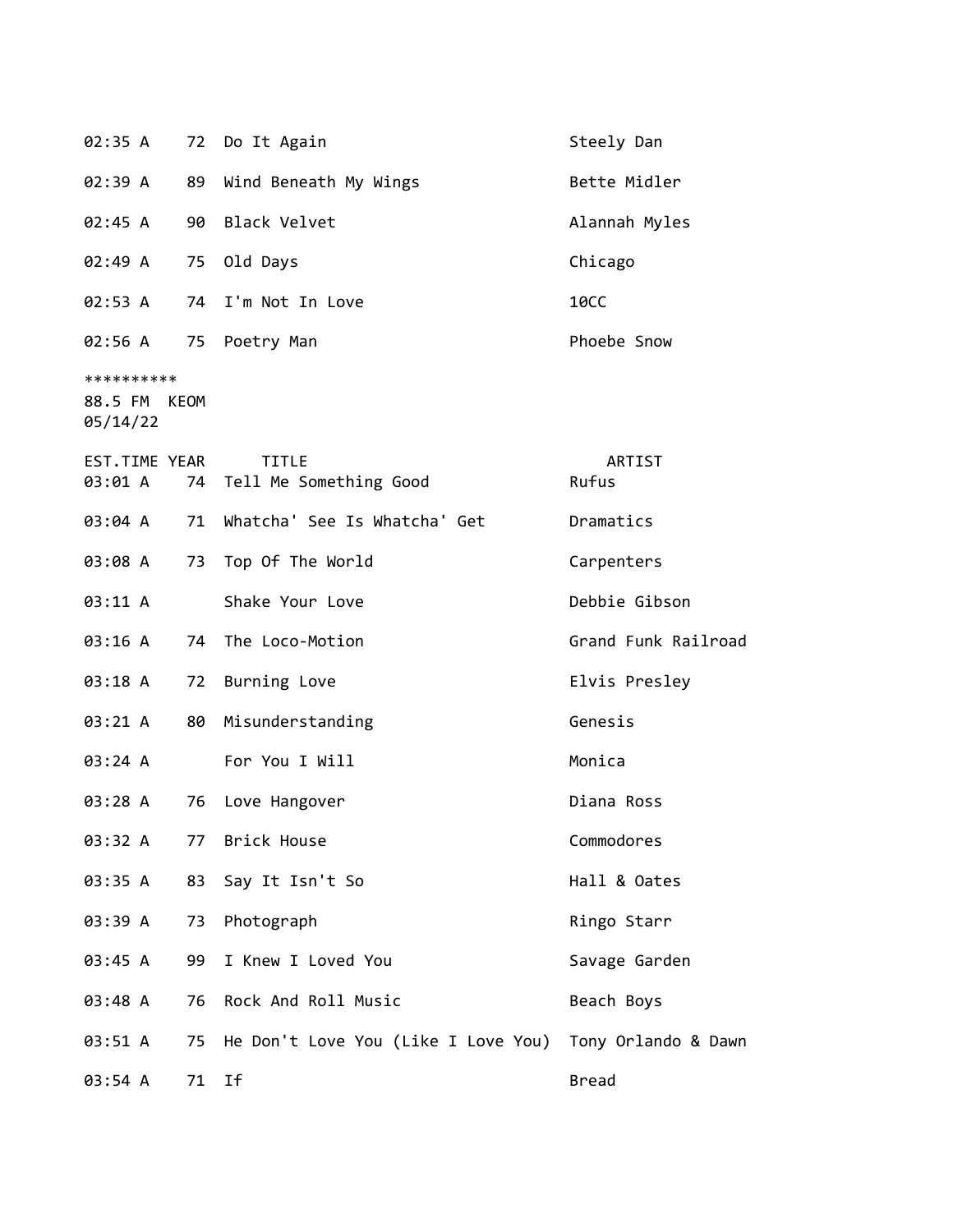| EST.TIME | YEAR | TITLE | ARTIST |
|---|---|---|---|
| 02:35 A | 72 | Do It Again | Steely Dan |
| 02:39 A | 89 | Wind Beneath My Wings | Bette Midler |
| 02:45 A | 90 | Black Velvet | Alannah Myles |
| 02:49 A | 75 | Old Days | Chicago |
| 02:53 A | 74 | I'm Not In Love | 10CC |
| 02:56 A | 75 | Poetry Man | Phoebe Snow |

**********
88.5 FM KEOM
05/14/22

| EST.TIME | YEAR | TITLE | ARTIST |
|---|---|---|---|
| 03:01 A | 74 | Tell Me Something Good | Rufus |
| 03:04 A | 71 | Whatcha' See Is Whatcha' Get | Dramatics |
| 03:08 A | 73 | Top Of The World | Carpenters |
| 03:11 A | | Shake Your Love | Debbie Gibson |
| 03:16 A | 74 | The Loco-Motion | Grand Funk Railroad |
| 03:18 A | 72 | Burning Love | Elvis Presley |
| 03:21 A | 80 | Misunderstanding | Genesis |
| 03:24 A | | For You I Will | Monica |
| 03:28 A | 76 | Love Hangover | Diana Ross |
| 03:32 A | 77 | Brick House | Commodores |
| 03:35 A | 83 | Say It Isn't So | Hall & Oates |
| 03:39 A | 73 | Photograph | Ringo Starr |
| 03:45 A | 99 | I Knew I Loved You | Savage Garden |
| 03:48 A | 76 | Rock And Roll Music | Beach Boys |
| 03:51 A | 75 | He Don't Love You (Like I Love You) | Tony Orlando & Dawn |
| 03:54 A | 71 | If | Bread |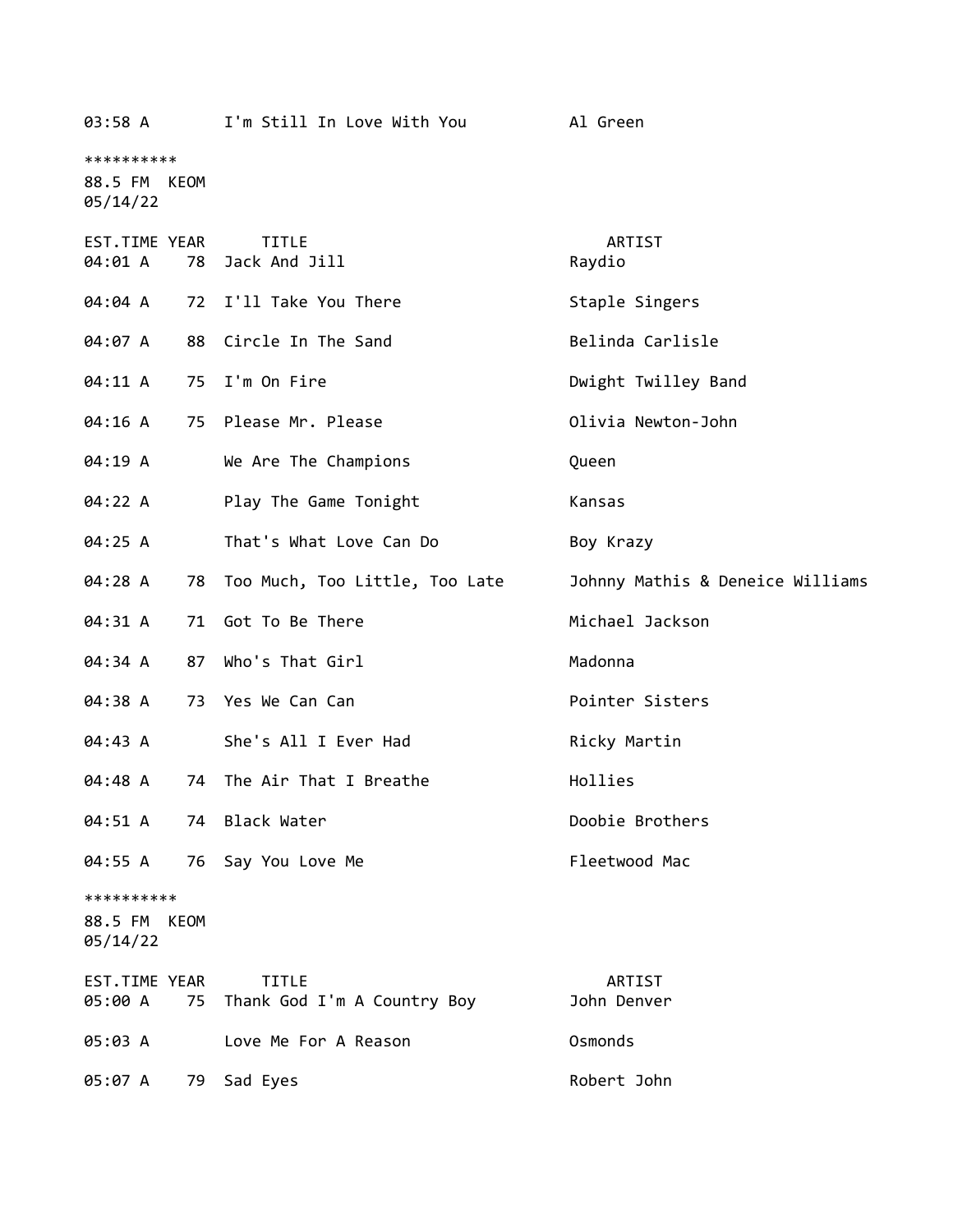| EST.TIME | YEAR | TITLE | ARTIST |
|---|---|---|---|
| 03:58 A | | I'm Still In Love With You | Al Green |

**********
88.5 FM KEOM
05/14/22

| EST.TIME | YEAR | TITLE | ARTIST |
|---|---|---|---|
| 04:01 A | 78 | Jack And Jill | Raydio |
| 04:04 A | 72 | I'll Take You There | Staple Singers |
| 04:07 A | 88 | Circle In The Sand | Belinda Carlisle |
| 04:11 A | 75 | I'm On Fire | Dwight Twilley Band |
| 04:16 A | 75 | Please Mr. Please | Olivia Newton-John |
| 04:19 A | | We Are The Champions | Queen |
| 04:22 A | | Play The Game Tonight | Kansas |
| 04:25 A | | That's What Love Can Do | Boy Krazy |
| 04:28 A | 78 | Too Much, Too Little, Too Late | Johnny Mathis & Deneice Williams |
| 04:31 A | 71 | Got To Be There | Michael Jackson |
| 04:34 A | 87 | Who's That Girl | Madonna |
| 04:38 A | 73 | Yes We Can Can | Pointer Sisters |
| 04:43 A | | She's All I Ever Had | Ricky Martin |
| 04:48 A | 74 | The Air That I Breathe | Hollies |
| 04:51 A | 74 | Black Water | Doobie Brothers |
| 04:55 A | 76 | Say You Love Me | Fleetwood Mac |

**********
88.5 FM KEOM
05/14/22

| EST.TIME | YEAR | TITLE | ARTIST |
|---|---|---|---|
| 05:00 A | 75 | Thank God I'm A Country Boy | John Denver |
| 05:03 A | | Love Me For A Reason | Osmonds |
| 05:07 A | 79 | Sad Eyes | Robert John |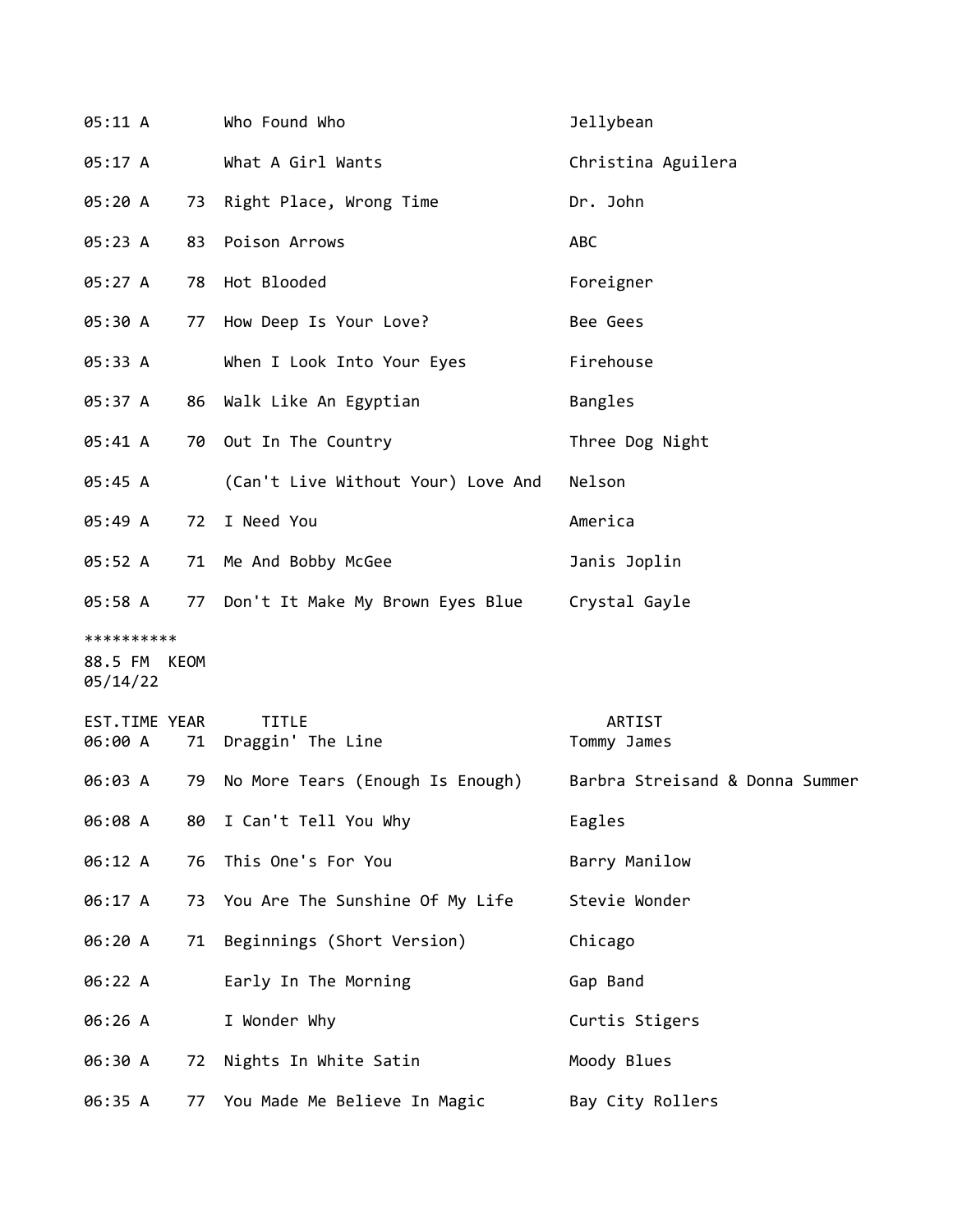| EST.TIME | YEAR | TITLE | ARTIST |
|---|---|---|---|
| 05:11 A | | Who Found Who | Jellybean |
| 05:17 A | | What A Girl Wants | Christina Aguilera |
| 05:20 A | 73 | Right Place, Wrong Time | Dr. John |
| 05:23 A | 83 | Poison Arrows | ABC |
| 05:27 A | 78 | Hot Blooded | Foreigner |
| 05:30 A | 77 | How Deep Is Your Love? | Bee Gees |
| 05:33 A | | When I Look Into Your Eyes | Firehouse |
| 05:37 A | 86 | Walk Like An Egyptian | Bangles |
| 05:41 A | 70 | Out In The Country | Three Dog Night |
| 05:45 A | | (Can't Live Without Your) Love And | Nelson |
| 05:49 A | 72 | I Need You | America |
| 05:52 A | 71 | Me And Bobby McGee | Janis Joplin |
| 05:58 A | 77 | Don't It Make My Brown Eyes Blue | Crystal Gayle |

**********

88.5 FM KEOM

05/14/22

| EST.TIME | YEAR | TITLE | ARTIST |
|---|---|---|---|
| 06:00 A | 71 | Draggin' The Line | Tommy James |
| 06:03 A | 79 | No More Tears (Enough Is Enough) | Barbra Streisand & Donna Summer |
| 06:08 A | 80 | I Can't Tell You Why | Eagles |
| 06:12 A | 76 | This One's For You | Barry Manilow |
| 06:17 A | 73 | You Are The Sunshine Of My Life | Stevie Wonder |
| 06:20 A | 71 | Beginnings (Short Version) | Chicago |
| 06:22 A | | Early In The Morning | Gap Band |
| 06:26 A | | I Wonder Why | Curtis Stigers |
| 06:30 A | 72 | Nights In White Satin | Moody Blues |
| 06:35 A | 77 | You Made Me Believe In Magic | Bay City Rollers |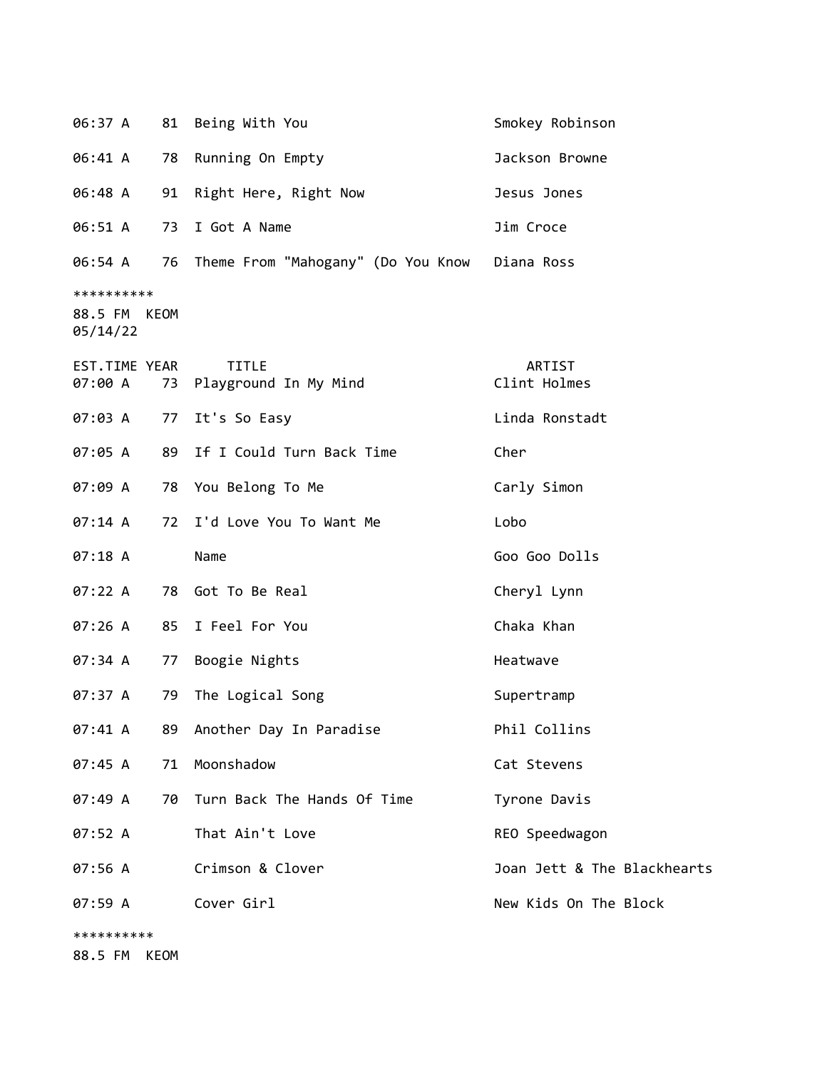| | | | |
|---|---|---|---|
| 06:37 A | 81 | Being With You | Smokey Robinson |
| 06:41 A | 78 | Running On Empty | Jackson Browne |
| 06:48 A | 91 | Right Here, Right Now | Jesus Jones |
| 06:51 A | 73 | I Got A Name | Jim Croce |
| 06:54 A | 76 | Theme From "Mahogany" (Do You Know | Diana Ross |

**********
88.5 FM KEOM
05/14/22

| EST.TIME | YEAR | TITLE | ARTIST |
|---|---|---|---|
| 07:00 A | 73 | Playground In My Mind | Clint Holmes |
| 07:03 A | 77 | It's So Easy | Linda Ronstadt |
| 07:05 A | 89 | If I Could Turn Back Time | Cher |
| 07:09 A | 78 | You Belong To Me | Carly Simon |
| 07:14 A | 72 | I'd Love You To Want Me | Lobo |
| 07:18 A | | Name | Goo Goo Dolls |
| 07:22 A | 78 | Got To Be Real | Cheryl Lynn |
| 07:26 A | 85 | I Feel For You | Chaka Khan |
| 07:34 A | 77 | Boogie Nights | Heatwave |
| 07:37 A | 79 | The Logical Song | Supertramp |
| 07:41 A | 89 | Another Day In Paradise | Phil Collins |
| 07:45 A | 71 | Moonshadow | Cat Stevens |
| 07:49 A | 70 | Turn Back The Hands Of Time | Tyrone Davis |
| 07:52 A | | That Ain't Love | REO Speedwagon |
| 07:56 A | | Crimson & Clover | Joan Jett & The Blackhearts |
| 07:59 A | | Cover Girl | New Kids On The Block |

**********
88.5 FM KEOM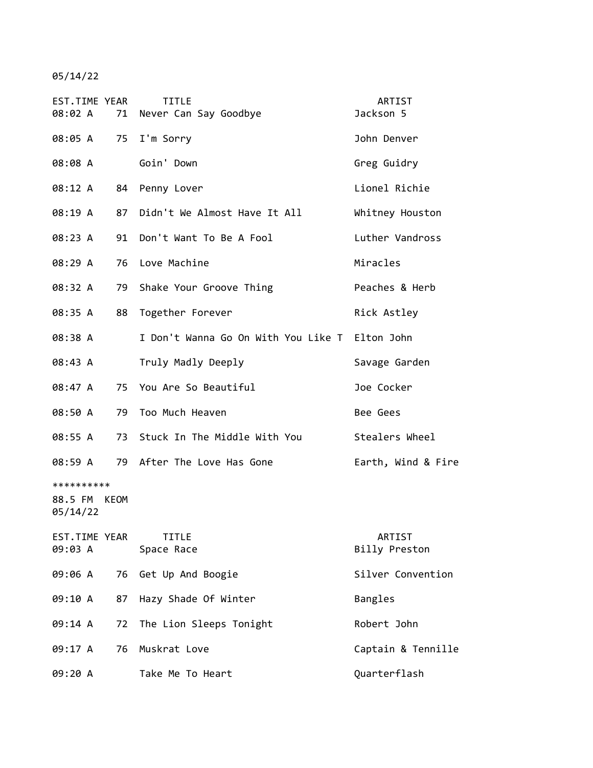05/14/22

| EST.TIME | YEAR | TITLE | ARTIST |
|---|---|---|---|
| 08:02 A | 71 | Never Can Say Goodbye | Jackson 5 |
| 08:05 A | 75 | I'm Sorry | John Denver |
| 08:08 A | | Goin' Down | Greg Guidry |
| 08:12 A | 84 | Penny Lover | Lionel Richie |
| 08:19 A | 87 | Didn't We Almost Have It All | Whitney Houston |
| 08:23 A | 91 | Don't Want To Be A Fool | Luther Vandross |
| 08:29 A | 76 | Love Machine | Miracles |
| 08:32 A | 79 | Shake Your Groove Thing | Peaches & Herb |
| 08:35 A | 88 | Together Forever | Rick Astley |
| 08:38 A | | I Don't Wanna Go On With You Like T | Elton John |
| 08:43 A | | Truly Madly Deeply | Savage Garden |
| 08:47 A | 75 | You Are So Beautiful | Joe Cocker |
| 08:50 A | 79 | Too Much Heaven | Bee Gees |
| 08:55 A | 73 | Stuck In The Middle With You | Stealers Wheel |
| 08:59 A | 79 | After The Love Has Gone | Earth, Wind & Fire |

**********

88.5 FM KEOM
05/14/22

| EST.TIME | YEAR | TITLE | ARTIST |
|---|---|---|---|
| 09:03 A | | Space Race | Billy Preston |
| 09:06 A | 76 | Get Up And Boogie | Silver Convention |
| 09:10 A | 87 | Hazy Shade Of Winter | Bangles |
| 09:14 A | 72 | The Lion Sleeps Tonight | Robert John |
| 09:17 A | 76 | Muskrat Love | Captain & Tennille |
| 09:20 A | | Take Me To Heart | Quarterflash |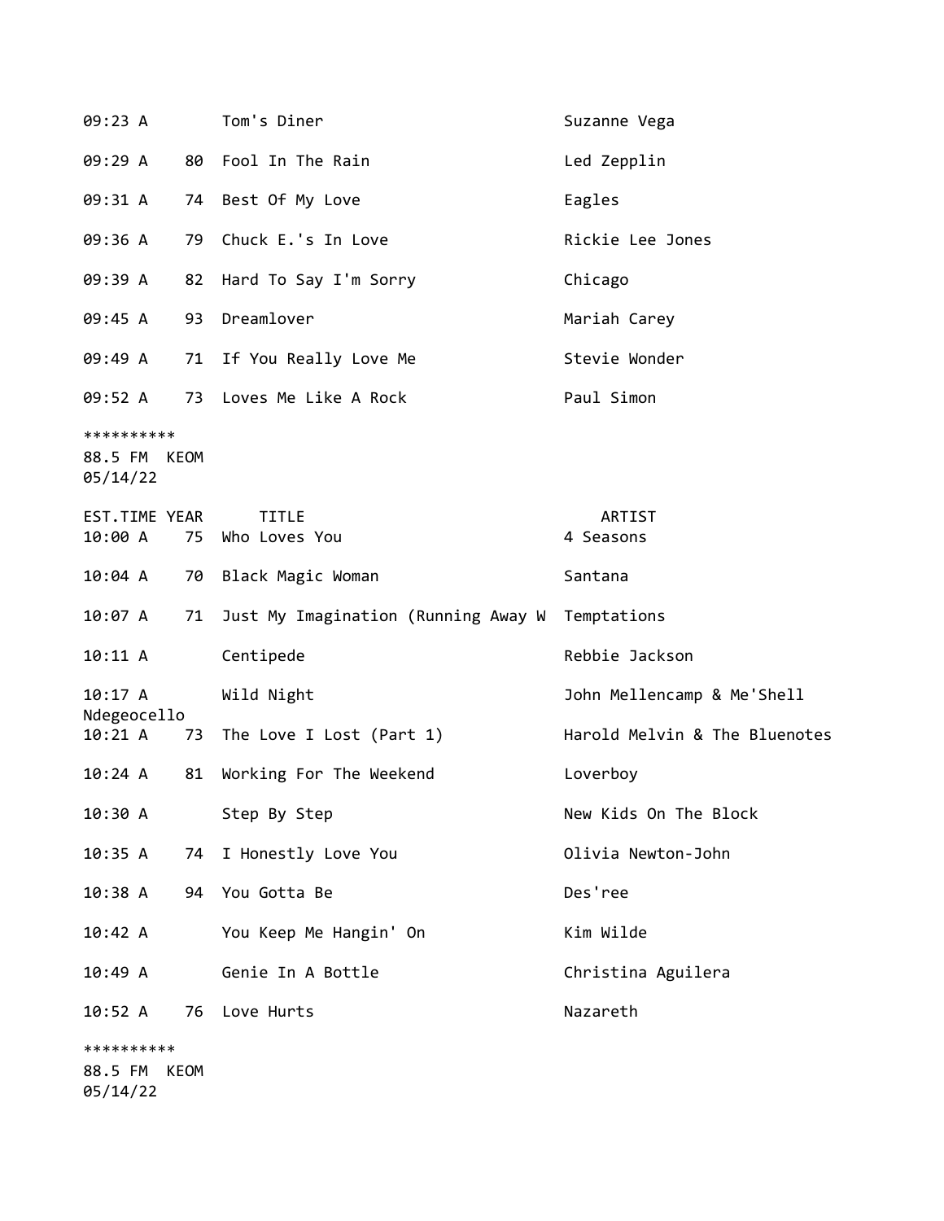| EST.TIME | YEAR | TITLE | ARTIST |
|---|---|---|---|
| 09:23 A | | Tom's Diner | Suzanne Vega |
| 09:29 A | 80 | Fool In The Rain | Led Zepplin |
| 09:31 A | 74 | Best Of My Love | Eagles |
| 09:36 A | 79 | Chuck E.'s In Love | Rickie Lee Jones |
| 09:39 A | 82 | Hard To Say I'm Sorry | Chicago |
| 09:45 A | 93 | Dreamlover | Mariah Carey |
| 09:49 A | 71 | If You Really Love Me | Stevie Wonder |
| 09:52 A | 73 | Loves Me Like A Rock | Paul Simon |

**********
88.5 FM KEOM
05/14/22

| EST.TIME | YEAR | TITLE | ARTIST |
|---|---|---|---|
| 10:00 A | 75 | Who Loves You | 4 Seasons |
| 10:04 A | 70 | Black Magic Woman | Santana |
| 10:07 A | 71 | Just My Imagination (Running Away W | Temptations |
| 10:11 A | | Centipede | Rebbie Jackson |
| 10:17 A | | Wild Night | John Mellencamp & Me'Shell Ndegeocello |
| 10:21 A | 73 | The Love I Lost (Part 1) | Harold Melvin & The Bluenotes |
| 10:24 A | 81 | Working For The Weekend | Loverboy |
| 10:30 A | | Step By Step | New Kids On The Block |
| 10:35 A | 74 | I Honestly Love You | Olivia Newton-John |
| 10:38 A | 94 | You Gotta Be | Des'ree |
| 10:42 A | | You Keep Me Hangin' On | Kim Wilde |
| 10:49 A | | Genie In A Bottle | Christina Aguilera |
| 10:52 A | 76 | Love Hurts | Nazareth |

**********
88.5 FM KEOM
05/14/22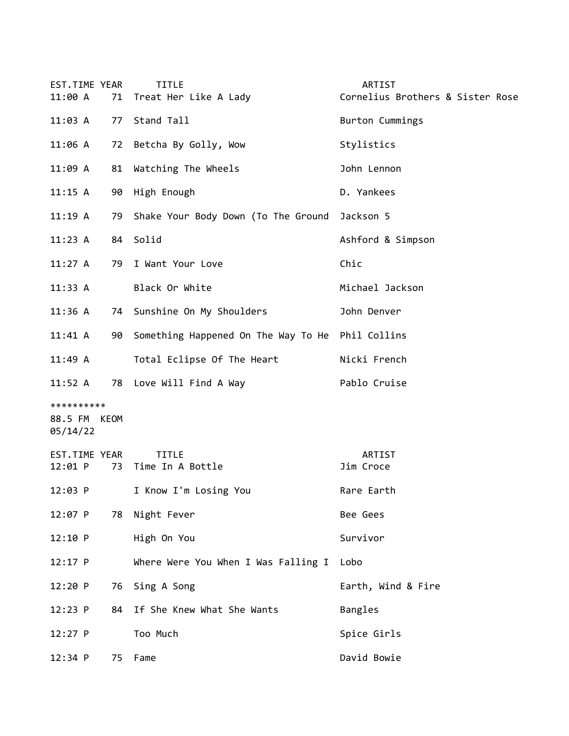| EST.TIME | YEAR | TITLE | ARTIST |
|---|---|---|---|
| 11:00 A | 71 | Treat Her Like A Lady | Cornelius Brothers & Sister Rose |
| 11:03 A | 77 | Stand Tall | Burton Cummings |
| 11:06 A | 72 | Betcha By Golly, Wow | Stylistics |
| 11:09 A | 81 | Watching The Wheels | John Lennon |
| 11:15 A | 90 | High Enough | D. Yankees |
| 11:19 A | 79 | Shake Your Body Down (To The Ground | Jackson 5 |
| 11:23 A | 84 | Solid | Ashford & Simpson |
| 11:27 A | 79 | I Want Your Love | Chic |
| 11:33 A | | Black Or White | Michael Jackson |
| 11:36 A | 74 | Sunshine On My Shoulders | John Denver |
| 11:41 A | 90 | Something Happened On The Way To He | Phil Collins |
| 11:49 A | | Total Eclipse Of The Heart | Nicki French |
| 11:52 A | 78 | Love Will Find A Way | Pablo Cruise |

**********
88.5 FM KEOM
05/14/22

| EST.TIME | YEAR | TITLE | ARTIST |
|---|---|---|---|
| 12:01 P | 73 | Time In A Bottle | Jim Croce |
| 12:03 P | | I Know I'm Losing You | Rare Earth |
| 12:07 P | 78 | Night Fever | Bee Gees |
| 12:10 P | | High On You | Survivor |
| 12:17 P | | Where Were You When I Was Falling I | Lobo |
| 12:20 P | 76 | Sing A Song | Earth, Wind & Fire |
| 12:23 P | 84 | If She Knew What She Wants | Bangles |
| 12:27 P | | Too Much | Spice Girls |
| 12:34 P | 75 | Fame | David Bowie |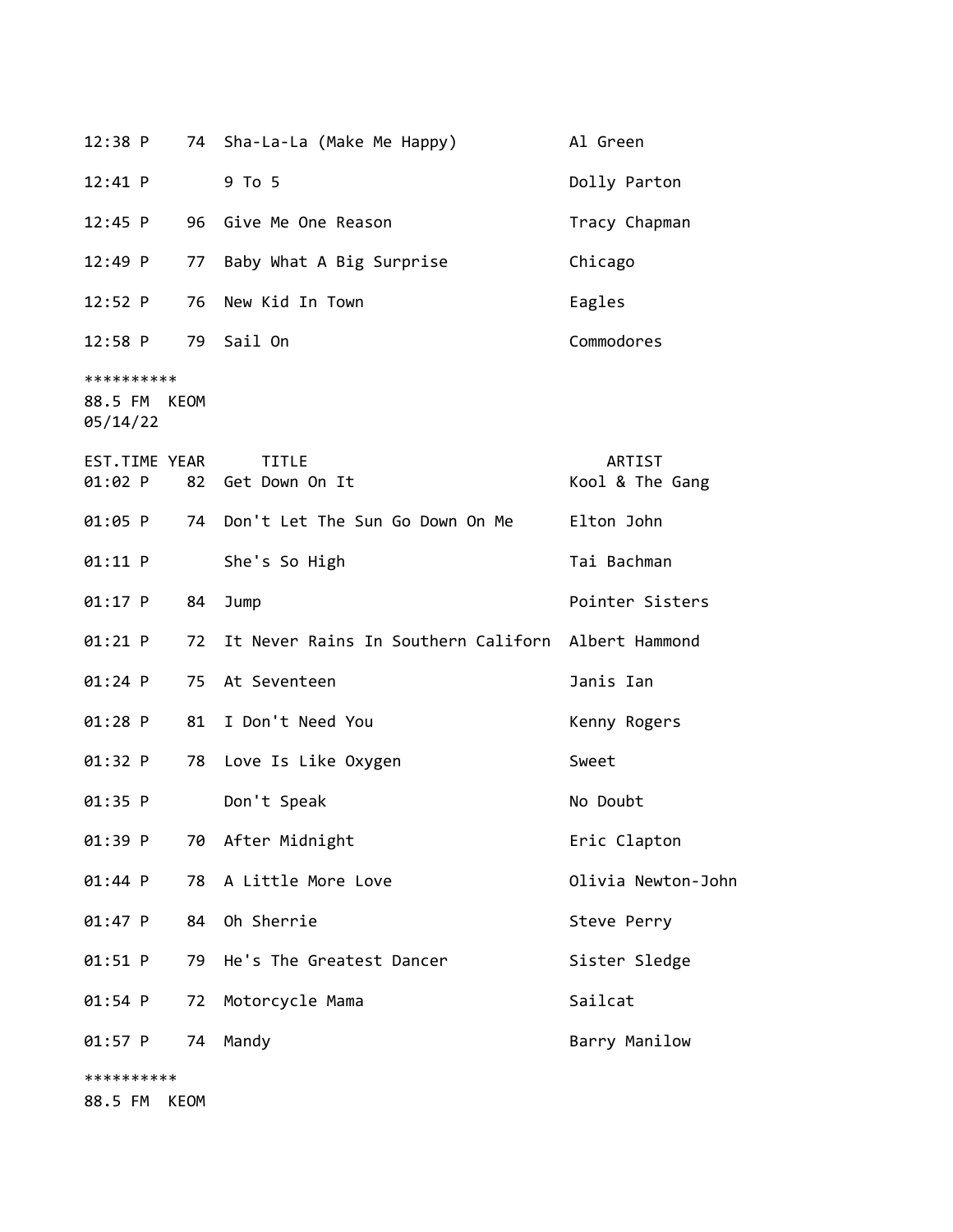| | | | |
|---|---|---|---|
| 12:38 P | 74 | Sha-La-La (Make Me Happy) | Al Green |
| 12:41 P | | 9 To 5 | Dolly Parton |
| 12:45 P | 96 | Give Me One Reason | Tracy Chapman |
| 12:49 P | 77 | Baby What A Big Surprise | Chicago |
| 12:52 P | 76 | New Kid In Town | Eagles |
| 12:58 P | 79 | Sail On | Commodores |

**********
88.5 FM KEOM
05/14/22

| EST.TIME | YEAR | TITLE | ARTIST |
|---|---|---|---|
| 01:02 P | 82 | Get Down On It | Kool & The Gang |
| 01:05 P | 74 | Don't Let The Sun Go Down On Me | Elton John |
| 01:11 P | | She's So High | Tai Bachman |
| 01:17 P | 84 | Jump | Pointer Sisters |
| 01:21 P | 72 | It Never Rains In Southern Californ | Albert Hammond |
| 01:24 P | 75 | At Seventeen | Janis Ian |
| 01:28 P | 81 | I Don't Need You | Kenny Rogers |
| 01:32 P | 78 | Love Is Like Oxygen | Sweet |
| 01:35 P | | Don't Speak | No Doubt |
| 01:39 P | 70 | After Midnight | Eric Clapton |
| 01:44 P | 78 | A Little More Love | Olivia Newton-John |
| 01:47 P | 84 | Oh Sherrie | Steve Perry |
| 01:51 P | 79 | He's The Greatest Dancer | Sister Sledge |
| 01:54 P | 72 | Motorcycle Mama | Sailcat |
| 01:57 P | 74 | Mandy | Barry Manilow |

**********
88.5 FM KEOM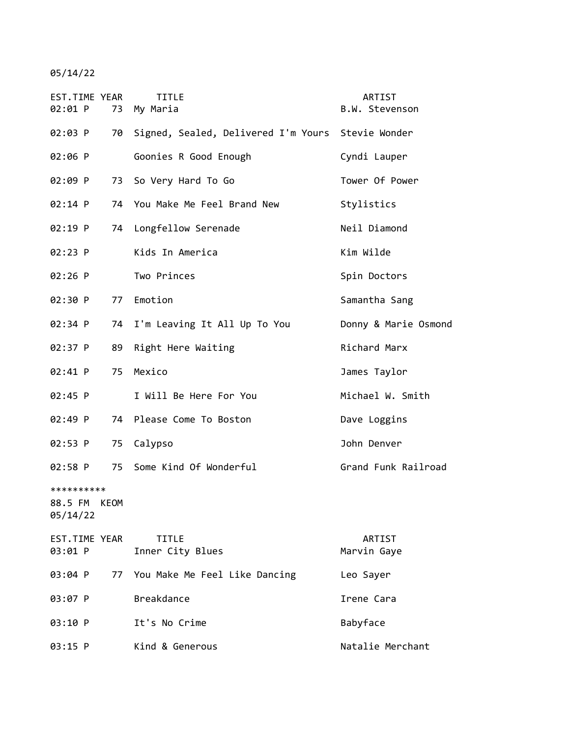05/14/22

| EST.TIME | YEAR | TITLE | ARTIST |
|---|---|---|---|
| 02:01 P | 73 | My Maria | B.W. Stevenson |
| 02:03 P | 70 | Signed, Sealed, Delivered I'm Yours | Stevie Wonder |
| 02:06 P | | Goonies R Good Enough | Cyndi Lauper |
| 02:09 P | 73 | So Very Hard To Go | Tower Of Power |
| 02:14 P | 74 | You Make Me Feel Brand New | Stylistics |
| 02:19 P | 74 | Longfellow Serenade | Neil Diamond |
| 02:23 P | | Kids In America | Kim Wilde |
| 02:26 P | | Two Princes | Spin Doctors |
| 02:30 P | 77 | Emotion | Samantha Sang |
| 02:34 P | 74 | I'm Leaving It All Up To You | Donny & Marie Osmond |
| 02:37 P | 89 | Right Here Waiting | Richard Marx |
| 02:41 P | 75 | Mexico | James Taylor |
| 02:45 P | | I Will Be Here For You | Michael W. Smith |
| 02:49 P | 74 | Please Come To Boston | Dave Loggins |
| 02:53 P | 75 | Calypso | John Denver |
| 02:58 P | 75 | Some Kind Of Wonderful | Grand Funk Railroad |

**********
88.5 FM KEOM
05/14/22

| EST.TIME | YEAR | TITLE | ARTIST |
|---|---|---|---|
| 03:01 P | | Inner City Blues | Marvin Gaye |
| 03:04 P | 77 | You Make Me Feel Like Dancing | Leo Sayer |
| 03:07 P | | Breakdance | Irene Cara |
| 03:10 P | | It's No Crime | Babyface |
| 03:15 P | | Kind & Generous | Natalie Merchant |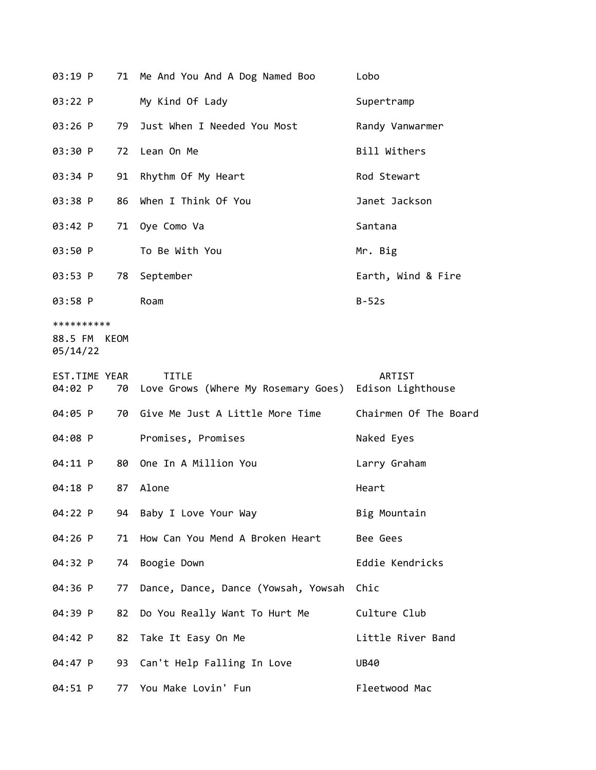| EST.TIME | YEAR | TITLE | ARTIST |
|---|---|---|---|
| 03:19 P | 71 | Me And You And A Dog Named Boo | Lobo |
| 03:22 P | | My Kind Of Lady | Supertramp |
| 03:26 P | 79 | Just When I Needed You Most | Randy Vanwarmer |
| 03:30 P | 72 | Lean On Me | Bill Withers |
| 03:34 P | 91 | Rhythm Of My Heart | Rod Stewart |
| 03:38 P | 86 | When I Think Of You | Janet Jackson |
| 03:42 P | 71 | Oye Como Va | Santana |
| 03:50 P | | To Be With You | Mr. Big |
| 03:53 P | 78 | September | Earth, Wind & Fire |
| 03:58 P | | Roam | B-52s |

**********

88.5 FM KEOM
05/14/22

| EST.TIME | YEAR | TITLE | ARTIST |
|---|---|---|---|
| 04:02 P | 70 | Love Grows (Where My Rosemary Goes) | Edison Lighthouse |
| 04:05 P | 70 | Give Me Just A Little More Time | Chairmen Of The Board |
| 04:08 P | | Promises, Promises | Naked Eyes |
| 04:11 P | 80 | One In A Million You | Larry Graham |
| 04:18 P | 87 | Alone | Heart |
| 04:22 P | 94 | Baby I Love Your Way | Big Mountain |
| 04:26 P | 71 | How Can You Mend A Broken Heart | Bee Gees |
| 04:32 P | 74 | Boogie Down | Eddie Kendricks |
| 04:36 P | 77 | Dance, Dance, Dance (Yowsah, Yowsah | Chic |
| 04:39 P | 82 | Do You Really Want To Hurt Me | Culture Club |
| 04:42 P | 82 | Take It Easy On Me | Little River Band |
| 04:47 P | 93 | Can't Help Falling In Love | UB40 |
| 04:51 P | 77 | You Make Lovin' Fun | Fleetwood Mac |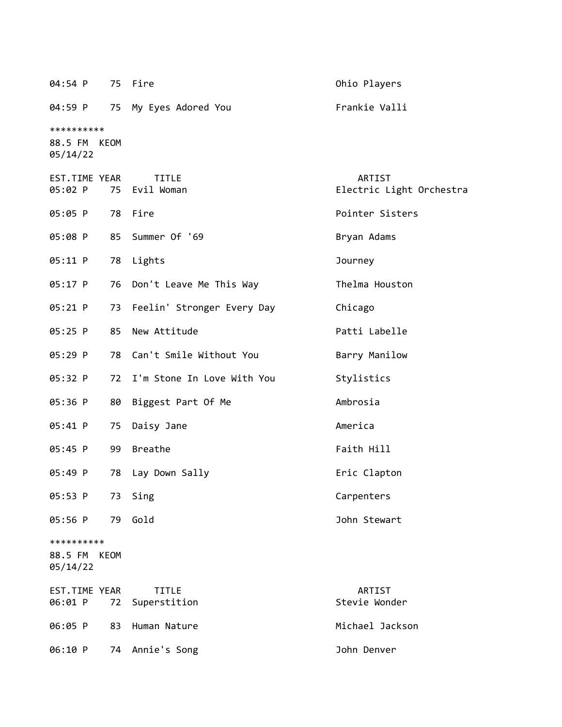| EST.TIME | YEAR | TITLE | ARTIST |
|---|---|---|---|
| 04:54 P | 75 | Fire | Ohio Players |
| 04:59 P | 75 | My Eyes Adored You | Frankie Valli |

**********
88.5 FM  KEOM
05/14/22

| EST.TIME | YEAR | TITLE | ARTIST |
|---|---|---|---|
| 05:02 P | 75 | Evil Woman | Electric Light Orchestra |
| 05:05 P | 78 | Fire | Pointer Sisters |
| 05:08 P | 85 | Summer Of '69 | Bryan Adams |
| 05:11 P | 78 | Lights | Journey |
| 05:17 P | 76 | Don't Leave Me This Way | Thelma Houston |
| 05:21 P | 73 | Feelin' Stronger Every Day | Chicago |
| 05:25 P | 85 | New Attitude | Patti Labelle |
| 05:29 P | 78 | Can't Smile Without You | Barry Manilow |
| 05:32 P | 72 | I'm Stone In Love With You | Stylistics |
| 05:36 P | 80 | Biggest Part Of Me | Ambrosia |
| 05:41 P | 75 | Daisy Jane | America |
| 05:45 P | 99 | Breathe | Faith Hill |
| 05:49 P | 78 | Lay Down Sally | Eric Clapton |
| 05:53 P | 73 | Sing | Carpenters |
| 05:56 P | 79 | Gold | John Stewart |

**********
88.5 FM  KEOM
05/14/22

| EST.TIME | YEAR | TITLE | ARTIST |
|---|---|---|---|
| 06:01 P | 72 | Superstition | Stevie Wonder |
| 06:05 P | 83 | Human Nature | Michael Jackson |
| 06:10 P | 74 | Annie's Song | John Denver |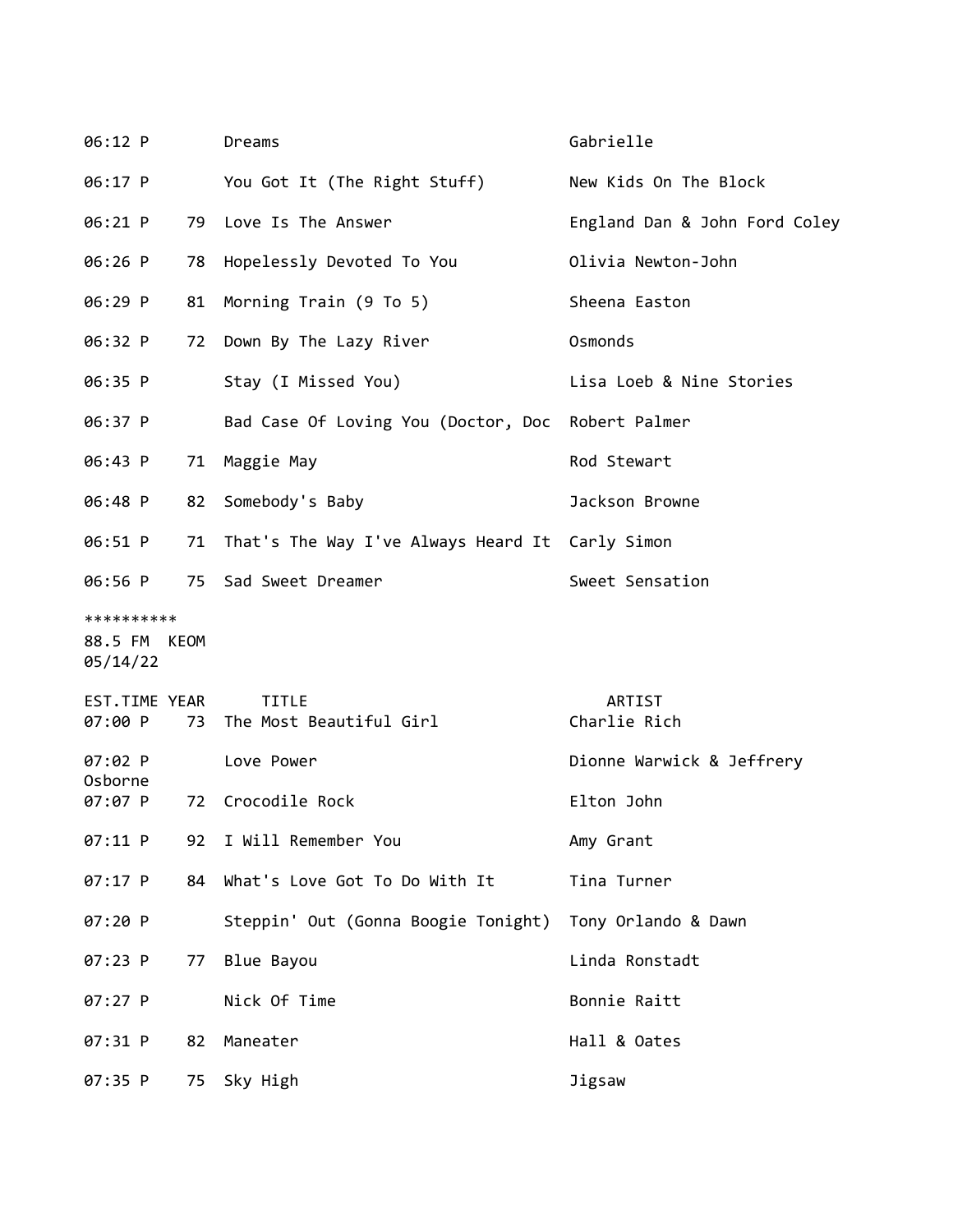| EST.TIME | YEAR | TITLE | ARTIST |
|---|---|---|---|
| 06:12 P | | Dreams | Gabrielle |
| 06:17 P | | You Got It (The Right Stuff) | New Kids On The Block |
| 06:21 P | 79 | Love Is The Answer | England Dan & John Ford Coley |
| 06:26 P | 78 | Hopelessly Devoted To You | Olivia Newton-John |
| 06:29 P | 81 | Morning Train (9 To 5) | Sheena Easton |
| 06:32 P | 72 | Down By The Lazy River | Osmonds |
| 06:35 P | | Stay (I Missed You) | Lisa Loeb & Nine Stories |
| 06:37 P | | Bad Case Of Loving You (Doctor, Doc | Robert Palmer |
| 06:43 P | 71 | Maggie May | Rod Stewart |
| 06:48 P | 82 | Somebody's Baby | Jackson Browne |
| 06:51 P | 71 | That's The Way I've Always Heard It | Carly Simon |
| 06:56 P | 75 | Sad Sweet Dreamer | Sweet Sensation |

**********
88.5 FM KEOM
05/14/22

| EST.TIME | YEAR | TITLE | ARTIST |
|---|---|---|---|
| 07:00 P | 73 | The Most Beautiful Girl | Charlie Rich |
| 07:02 P | | Love Power | Dionne Warwick & Jeffrery Osborne |
| 07:07 P | 72 | Crocodile Rock | Elton John |
| 07:11 P | 92 | I Will Remember You | Amy Grant |
| 07:17 P | 84 | What's Love Got To Do With It | Tina Turner |
| 07:20 P | | Steppin' Out (Gonna Boogie Tonight) | Tony Orlando & Dawn |
| 07:23 P | 77 | Blue Bayou | Linda Ronstadt |
| 07:27 P | | Nick Of Time | Bonnie Raitt |
| 07:31 P | 82 | Maneater | Hall & Oates |
| 07:35 P | 75 | Sky High | Jigsaw |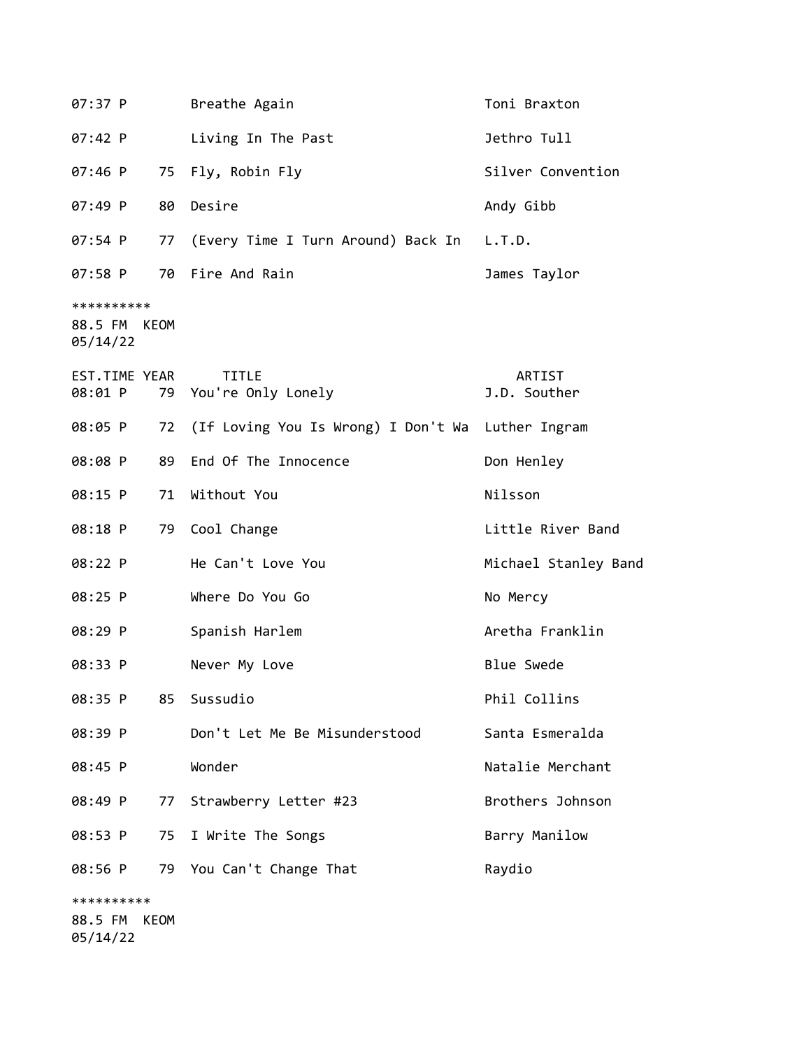| EST.TIME | YEAR | TITLE | ARTIST |
|---|---|---|---|
| 07:37 P | | Breathe Again | Toni Braxton |
| 07:42 P | | Living In The Past | Jethro Tull |
| 07:46 P | 75 | Fly, Robin Fly | Silver Convention |
| 07:49 P | 80 | Desire | Andy Gibb |
| 07:54 P | 77 | (Every Time I Turn Around) Back In | L.T.D. |
| 07:58 P | 70 | Fire And Rain | James Taylor |

**********
88.5 FM KEOM
05/14/22

| EST.TIME | YEAR | TITLE | ARTIST |
|---|---|---|---|
| 08:01 P | 79 | You're Only Lonely | J.D. Souther |
| 08:05 P | 72 | (If Loving You Is Wrong) I Don't Wa | Luther Ingram |
| 08:08 P | 89 | End Of The Innocence | Don Henley |
| 08:15 P | 71 | Without You | Nilsson |
| 08:18 P | 79 | Cool Change | Little River Band |
| 08:22 P | | He Can't Love You | Michael Stanley Band |
| 08:25 P | | Where Do You Go | No Mercy |
| 08:29 P | | Spanish Harlem | Aretha Franklin |
| 08:33 P | | Never My Love | Blue Swede |
| 08:35 P | 85 | Sussudio | Phil Collins |
| 08:39 P | | Don't Let Me Be Misunderstood | Santa Esmeralda |
| 08:45 P | | Wonder | Natalie Merchant |
| 08:49 P | 77 | Strawberry Letter #23 | Brothers Johnson |
| 08:53 P | 75 | I Write The Songs | Barry Manilow |
| 08:56 P | 79 | You Can't Change That | Raydio |

**********
88.5 FM KEOM
05/14/22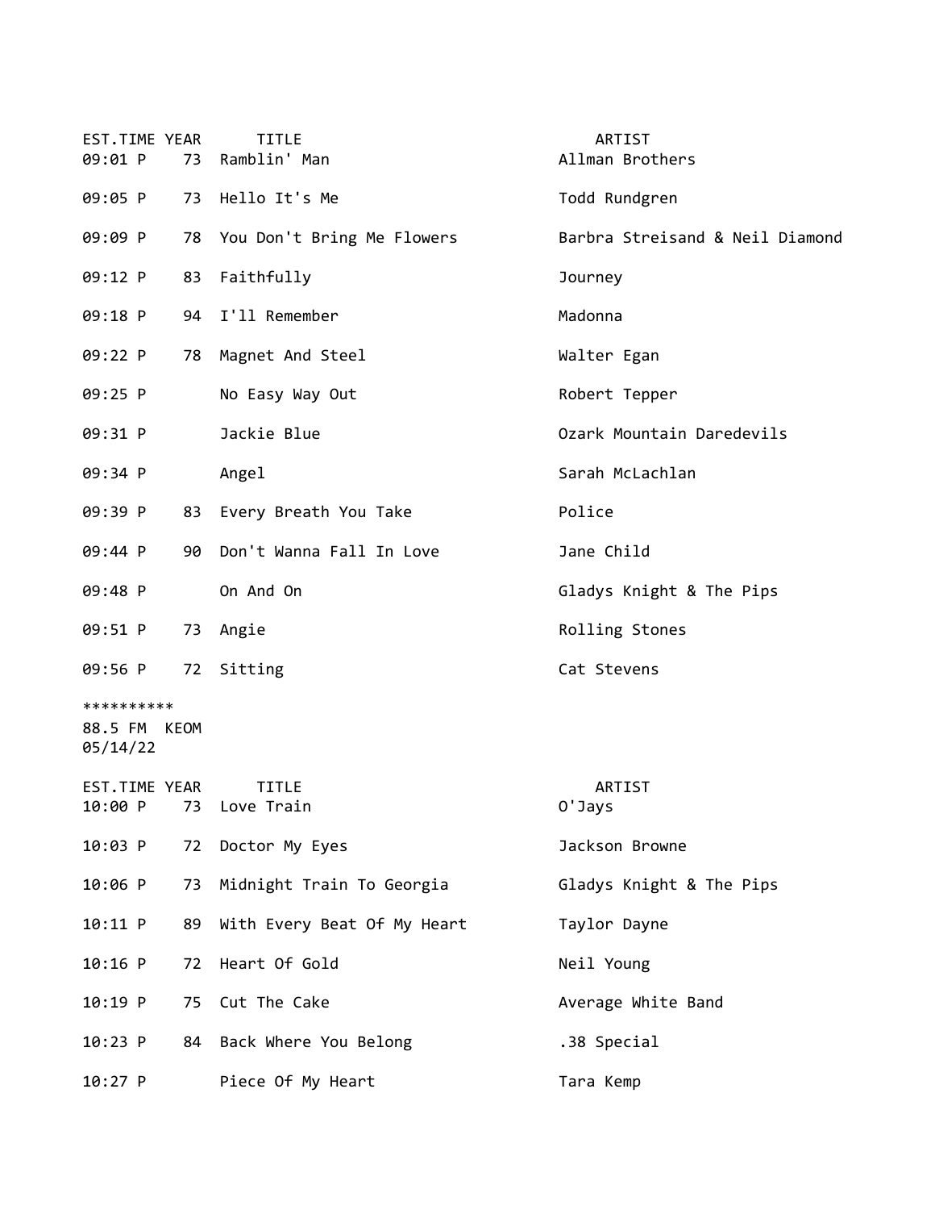| EST.TIME | YEAR | TITLE | ARTIST |
|---|---|---|---|
| 09:01 P | 73 | Ramblin' Man | Allman Brothers |
| 09:05 P | 73 | Hello It's Me | Todd Rundgren |
| 09:09 P | 78 | You Don't Bring Me Flowers | Barbra Streisand & Neil Diamond |
| 09:12 P | 83 | Faithfully | Journey |
| 09:18 P | 94 | I'll Remember | Madonna |
| 09:22 P | 78 | Magnet And Steel | Walter Egan |
| 09:25 P | | No Easy Way Out | Robert Tepper |
| 09:31 P | | Jackie Blue | Ozark Mountain Daredevils |
| 09:34 P | | Angel | Sarah McLachlan |
| 09:39 P | 83 | Every Breath You Take | Police |
| 09:44 P | 90 | Don't Wanna Fall In Love | Jane Child |
| 09:48 P | | On And On | Gladys Knight & The Pips |
| 09:51 P | 73 | Angie | Rolling Stones |
| 09:56 P | 72 | Sitting | Cat Stevens |

**********
88.5 FM KEOM
05/14/22

| EST.TIME | YEAR | TITLE | ARTIST |
|---|---|---|---|
| 10:00 P | 73 | Love Train | O'Jays |
| 10:03 P | 72 | Doctor My Eyes | Jackson Browne |
| 10:06 P | 73 | Midnight Train To Georgia | Gladys Knight & The Pips |
| 10:11 P | 89 | With Every Beat Of My Heart | Taylor Dayne |
| 10:16 P | 72 | Heart Of Gold | Neil Young |
| 10:19 P | 75 | Cut The Cake | Average White Band |
| 10:23 P | 84 | Back Where You Belong | .38 Special |
| 10:27 P | | Piece Of My Heart | Tara Kemp |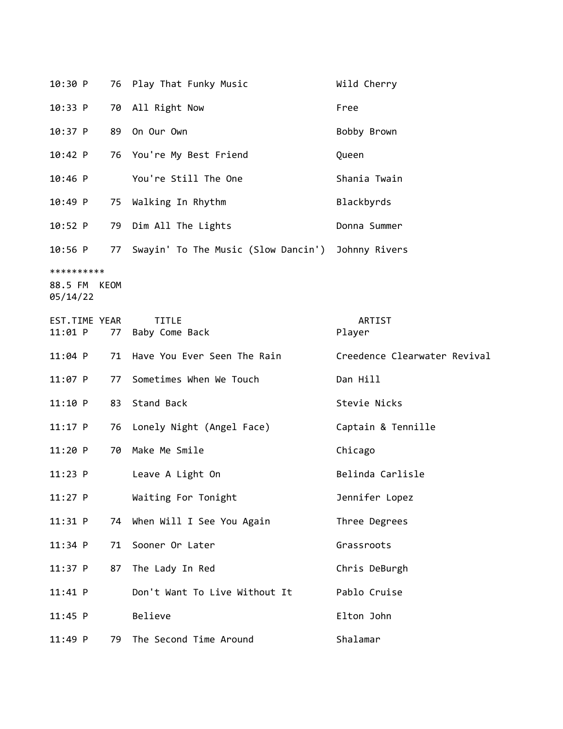| | | | |
|---|---|---|---|
| 10:30 P | 76 | Play That Funky Music | Wild Cherry |
| 10:33 P | 70 | All Right Now | Free |
| 10:37 P | 89 | On Our Own | Bobby Brown |
| 10:42 P | 76 | You're My Best Friend | Queen |
| 10:46 P | | You're Still The One | Shania Twain |
| 10:49 P | 75 | Walking In Rhythm | Blackbyrds |
| 10:52 P | 79 | Dim All The Lights | Donna Summer |
| 10:56 P | 77 | Swayin' To The Music (Slow Dancin') | Johnny Rivers |

**********
88.5 FM KEOM
05/14/22

| EST.TIME | YEAR | TITLE | ARTIST |
|---|---|---|---|
| 11:01 P | 77 | Baby Come Back | Player |
| 11:04 P | 71 | Have You Ever Seen The Rain | Creedence Clearwater Revival |
| 11:07 P | 77 | Sometimes When We Touch | Dan Hill |
| 11:10 P | 83 | Stand Back | Stevie Nicks |
| 11:17 P | 76 | Lonely Night (Angel Face) | Captain & Tennille |
| 11:20 P | 70 | Make Me Smile | Chicago |
| 11:23 P | | Leave A Light On | Belinda Carlisle |
| 11:27 P | | Waiting For Tonight | Jennifer Lopez |
| 11:31 P | 74 | When Will I See You Again | Three Degrees |
| 11:34 P | 71 | Sooner Or Later | Grassroots |
| 11:37 P | 87 | The Lady In Red | Chris DeBurgh |
| 11:41 P | | Don't Want To Live Without It | Pablo Cruise |
| 11:45 P | | Believe | Elton John |
| 11:49 P | 79 | The Second Time Around | Shalamar |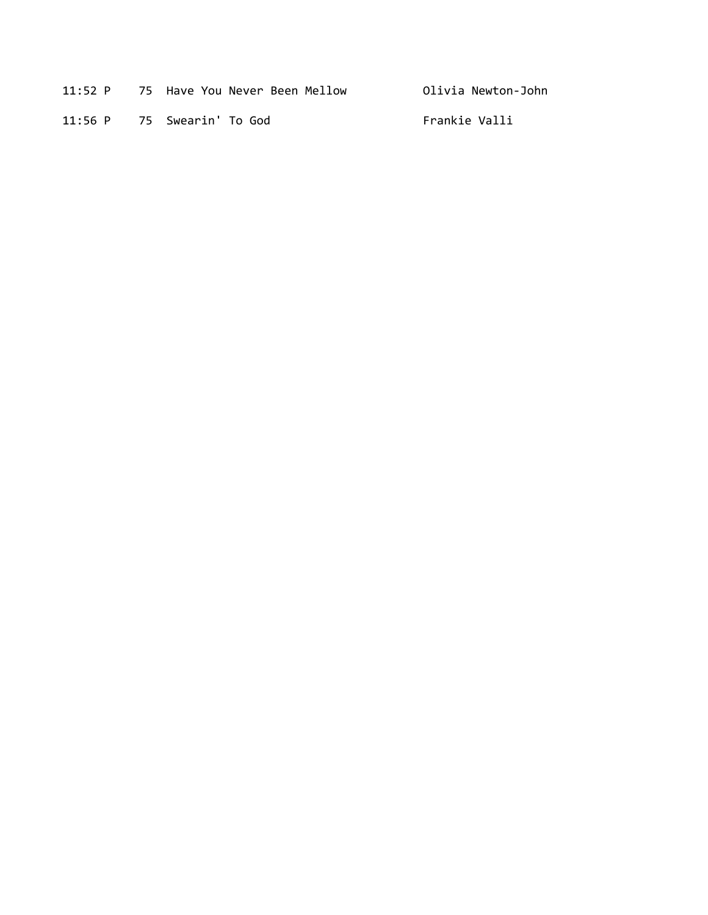| | | | |
|---|---|---|---|
| 11:52 P | 75 | Have You Never Been Mellow | Olivia Newton-John |
| 11:56 P | 75 | Swearin' To God | Frankie Valli |